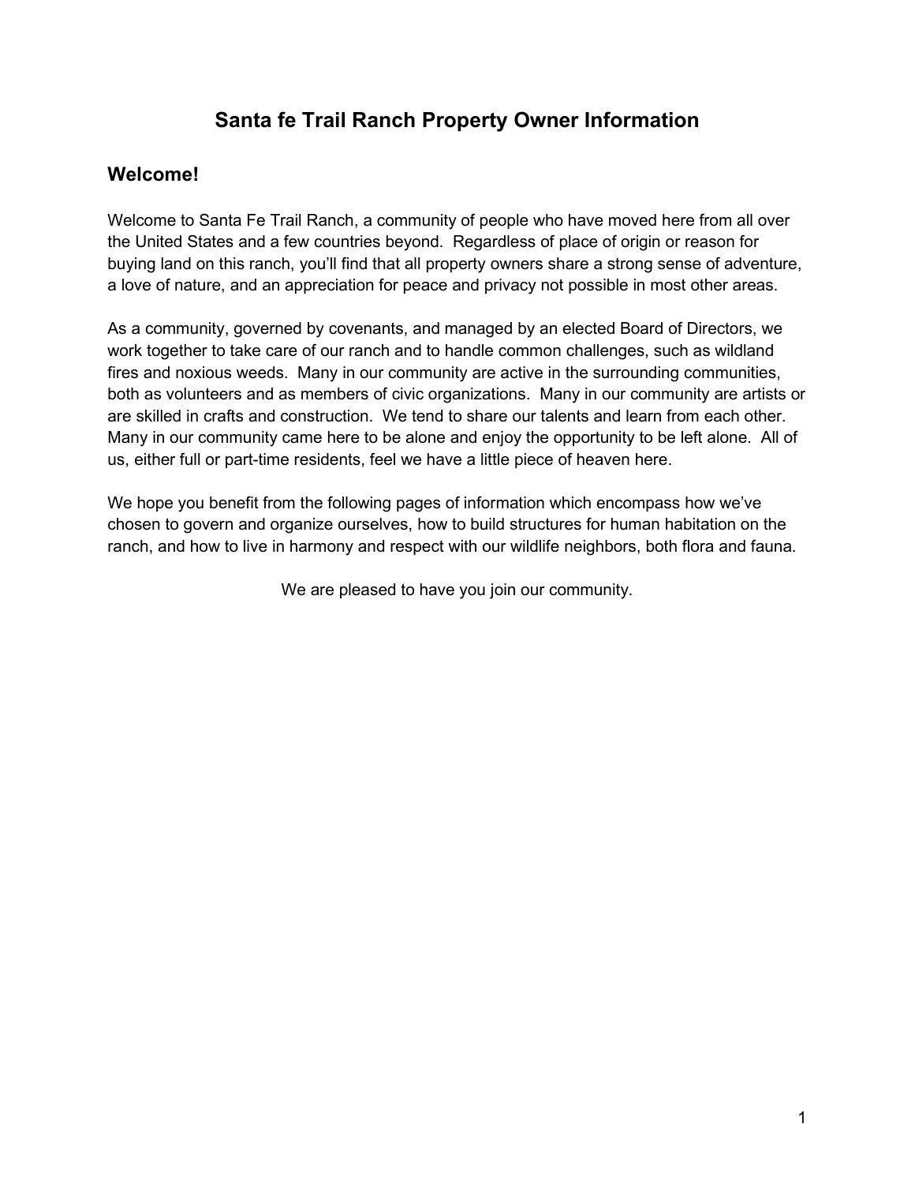# Santa fe Trail Ranch Property Owner Information

## Welcome!

Welcome to Santa Fe Trail Ranch, a community of people who have moved here from all over the United States and a few countries beyond. Regardless of place of origin or reason for buying land on this ranch, you'll find that all property owners share a strong sense of adventure, a love of nature, and an appreciation for peace and privacy not possible in most other areas.

As a community, governed by covenants, and managed by an elected Board of Directors, we work together to take care of our ranch and to handle common challenges, such as wildland fires and noxious weeds. Many in our community are active in the surrounding communities, both as volunteers and as members of civic organizations. Many in our community are artists or are skilled in crafts and construction. We tend to share our talents and learn from each other. Many in our community came here to be alone and enjoy the opportunity to be left alone. All of us, either full or part-time residents, feel we have a little piece of heaven here.

We hope you benefit from the following pages of information which encompass how we've chosen to govern and organize ourselves, how to build structures for human habitation on the ranch, and how to live in harmony and respect with our wildlife neighbors, both flora and fauna.

We are pleased to have you join our community.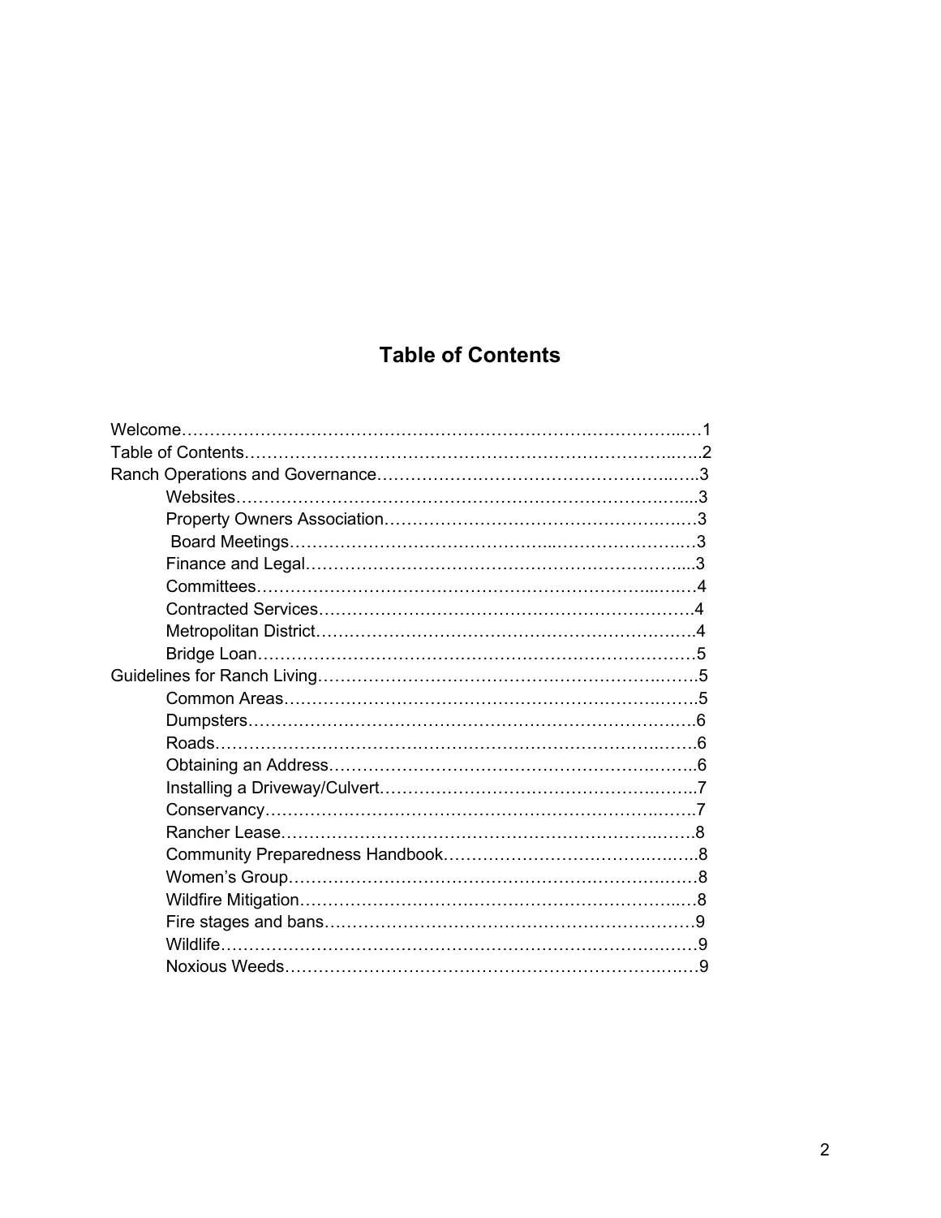# Table of Contents

Welcome…………………………………………………………………………………1
Table of Contents………………………………………………………………………2
Ranch Operations and Governance……………………………………………………3
- Websites……………………………………………………………………………3
- Property Owners Association………………………………………………………3
- Board Meetings……………………………………………………………………3
- Finance and Legal…………………………………………………………………3
- Committees…………………………………………………………………………4
- Contracted Services…………………………………………………………………4
- Metropolitan District…………………………………………………………………4
- Bridge Loan…………………………………………………………………………5

Guidelines for Ranch Living……………………………………………………………5
- Common Areas………………………………………………………………………5
- Dumpsters……………………………………………………………………………6
- Roads…………………………………………………………………………………6
- Obtaining an Address………………………………………………………………6
- Installing a Driveway/Culvert…………………………………………………………7
- Conservancy…………………………………………………………………………7
- Rancher Lease………………………………………………………………………8
- Community Preparedness Handbook………………………………………………8
- Women's Group………………………………………………………………………8
- Wildfire Mitigation……………………………………………………………………8
- Fire stages and bans…………………………………………………………………9
- Wildlife…………………………………………………………………………………9
- Noxious Weeds………………………………………………………………………9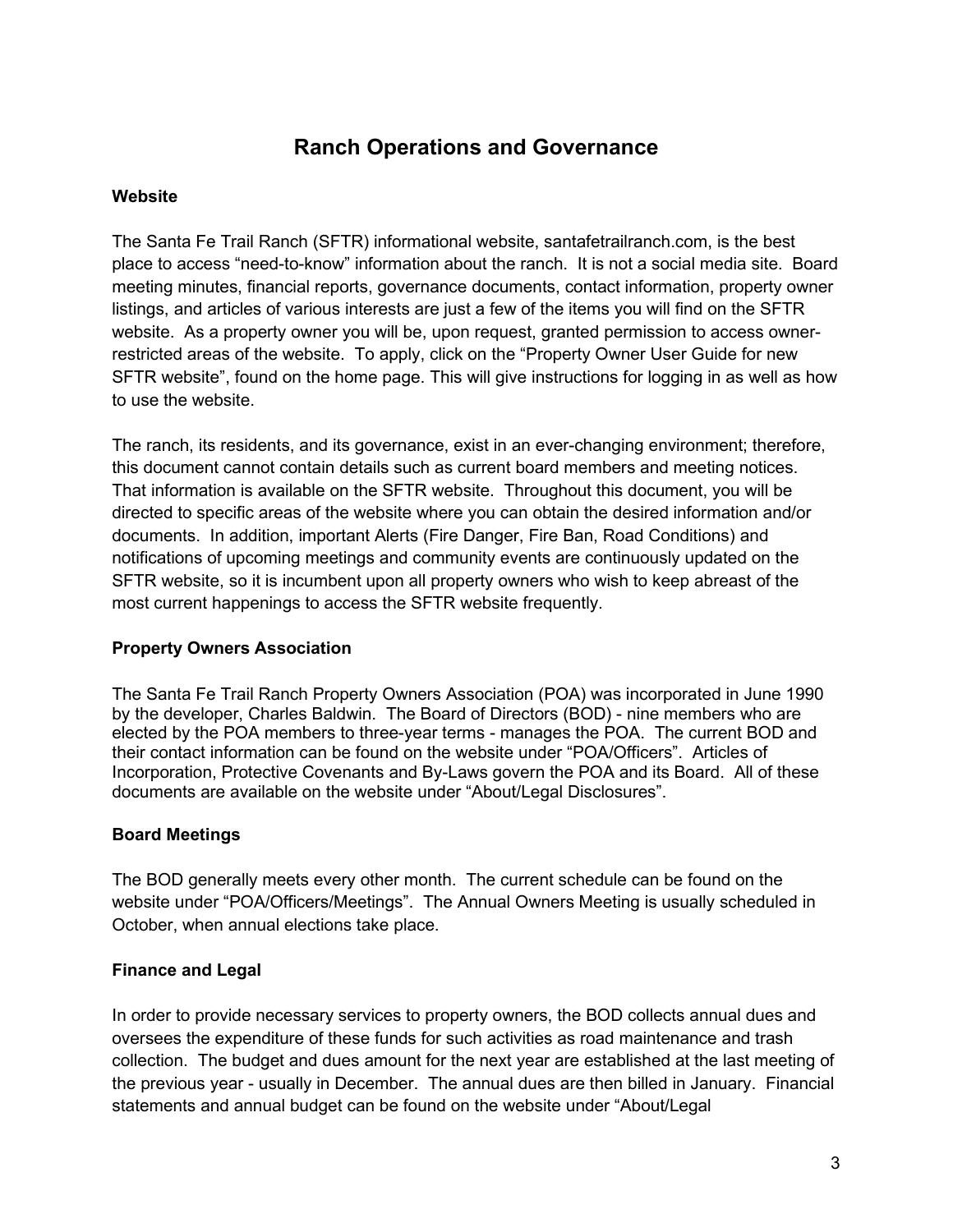# Ranch Operations and Governance

### Website

The Santa Fe Trail Ranch (SFTR) informational website, santafetrailranch.com, is the best place to access “need-to-know” information about the ranch. It is not a social media site. Board meeting minutes, financial reports, governance documents, contact information, property owner listings, and articles of various interests are just a few of the items you will find on the SFTR website. As a property owner you will be, upon request, granted permission to access owner-restricted areas of the website. To apply, click on the “Property Owner User Guide for new SFTR website”, found on the home page. This will give instructions for logging in as well as how to use the website.

The ranch, its residents, and its governance, exist in an ever-changing environment; therefore, this document cannot contain details such as current board members and meeting notices. That information is available on the SFTR website. Throughout this document, you will be directed to specific areas of the website where you can obtain the desired information and/or documents. In addition, important Alerts (Fire Danger, Fire Ban, Road Conditions) and notifications of upcoming meetings and community events are continuously updated on the SFTR website, so it is incumbent upon all property owners who wish to keep abreast of the most current happenings to access the SFTR website frequently.

### Property Owners Association

The Santa Fe Trail Ranch Property Owners Association (POA) was incorporated in June 1990 by the developer, Charles Baldwin. The Board of Directors (BOD) - nine members who are elected by the POA members to three-year terms - manages the POA. The current BOD and their contact information can be found on the website under “POA/Officers”. Articles of Incorporation, Protective Covenants and By-Laws govern the POA and its Board. All of these documents are available on the website under “About/Legal Disclosures”.

### Board Meetings

The BOD generally meets every other month. The current schedule can be found on the website under “POA/Officers/Meetings”. The Annual Owners Meeting is usually scheduled in October, when annual elections take place.

### Finance and Legal

In order to provide necessary services to property owners, the BOD collects annual dues and oversees the expenditure of these funds for such activities as road maintenance and trash collection. The budget and dues amount for the next year are established at the last meeting of the previous year - usually in December. The annual dues are then billed in January. Financial statements and annual budget can be found on the website under “About/Legal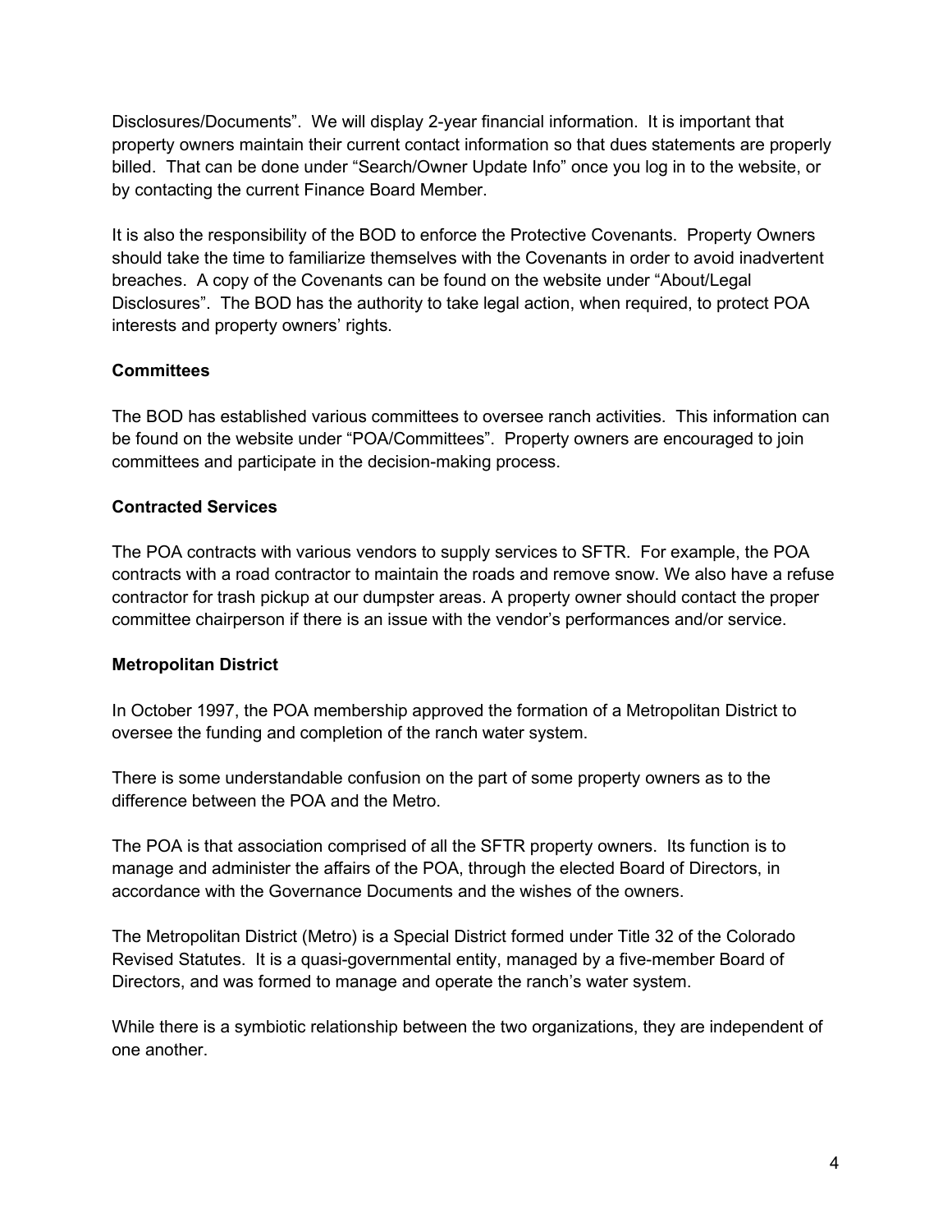Disclosures/Documents". We will display 2-year financial information. It is important that property owners maintain their current contact information so that dues statements are properly billed. That can be done under "Search/Owner Update Info" once you log in to the website, or by contacting the current Finance Board Member.

It is also the responsibility of the BOD to enforce the Protective Covenants. Property Owners should take the time to familiarize themselves with the Covenants in order to avoid inadvertent breaches. A copy of the Covenants can be found on the website under "About/Legal Disclosures". The BOD has the authority to take legal action, when required, to protect POA interests and property owners' rights.

**Committees**

The BOD has established various committees to oversee ranch activities. This information can be found on the website under "POA/Committees". Property owners are encouraged to join committees and participate in the decision-making process.

**Contracted Services**

The POA contracts with various vendors to supply services to SFTR. For example, the POA contracts with a road contractor to maintain the roads and remove snow. We also have a refuse contractor for trash pickup at our dumpster areas. A property owner should contact the proper committee chairperson if there is an issue with the vendor's performances and/or service.

**Metropolitan District**

In October 1997, the POA membership approved the formation of a Metropolitan District to oversee the funding and completion of the ranch water system.

There is some understandable confusion on the part of some property owners as to the difference between the POA and the Metro.

The POA is that association comprised of all the SFTR property owners. Its function is to manage and administer the affairs of the POA, through the elected Board of Directors, in accordance with the Governance Documents and the wishes of the owners.

The Metropolitan District (Metro) is a Special District formed under Title 32 of the Colorado Revised Statutes. It is a quasi-governmental entity, managed by a five-member Board of Directors, and was formed to manage and operate the ranch's water system.

While there is a symbiotic relationship between the two organizations, they are independent of one another.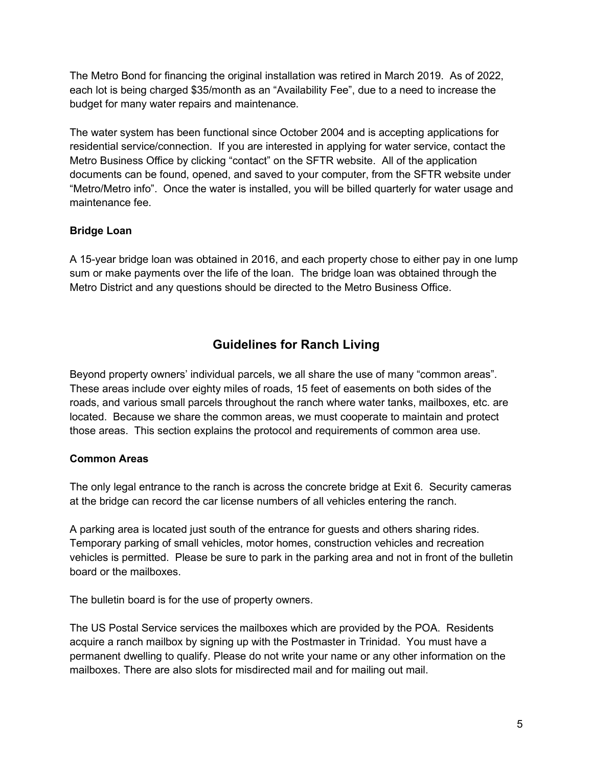The Metro Bond for financing the original installation was retired in March 2019. As of 2022, each lot is being charged $35/month as an "Availability Fee", due to a need to increase the budget for many water repairs and maintenance.

The water system has been functional since October 2004 and is accepting applications for residential service/connection. If you are interested in applying for water service, contact the Metro Business Office by clicking "contact" on the SFTR website. All of the application documents can be found, opened, and saved to your computer, from the SFTR website under "Metro/Metro info". Once the water is installed, you will be billed quarterly for water usage and maintenance fee.

**Bridge Loan**

A 15-year bridge loan was obtained in 2016, and each property chose to either pay in one lump sum or make payments over the life of the loan. The bridge loan was obtained through the Metro District and any questions should be directed to the Metro Business Office.

## Guidelines for Ranch Living

Beyond property owners' individual parcels, we all share the use of many "common areas". These areas include over eighty miles of roads, 15 feet of easements on both sides of the roads, and various small parcels throughout the ranch where water tanks, mailboxes, etc. are located. Because we share the common areas, we must cooperate to maintain and protect those areas. This section explains the protocol and requirements of common area use.

**Common Areas**

The only legal entrance to the ranch is across the concrete bridge at Exit 6. Security cameras at the bridge can record the car license numbers of all vehicles entering the ranch.

A parking area is located just south of the entrance for guests and others sharing rides. Temporary parking of small vehicles, motor homes, construction vehicles and recreation vehicles is permitted. Please be sure to park in the parking area and not in front of the bulletin board or the mailboxes.

The bulletin board is for the use of property owners.

The US Postal Service services the mailboxes which are provided by the POA. Residents acquire a ranch mailbox by signing up with the Postmaster in Trinidad. You must have a permanent dwelling to qualify. Please do not write your name or any other information on the mailboxes. There are also slots for misdirected mail and for mailing out mail.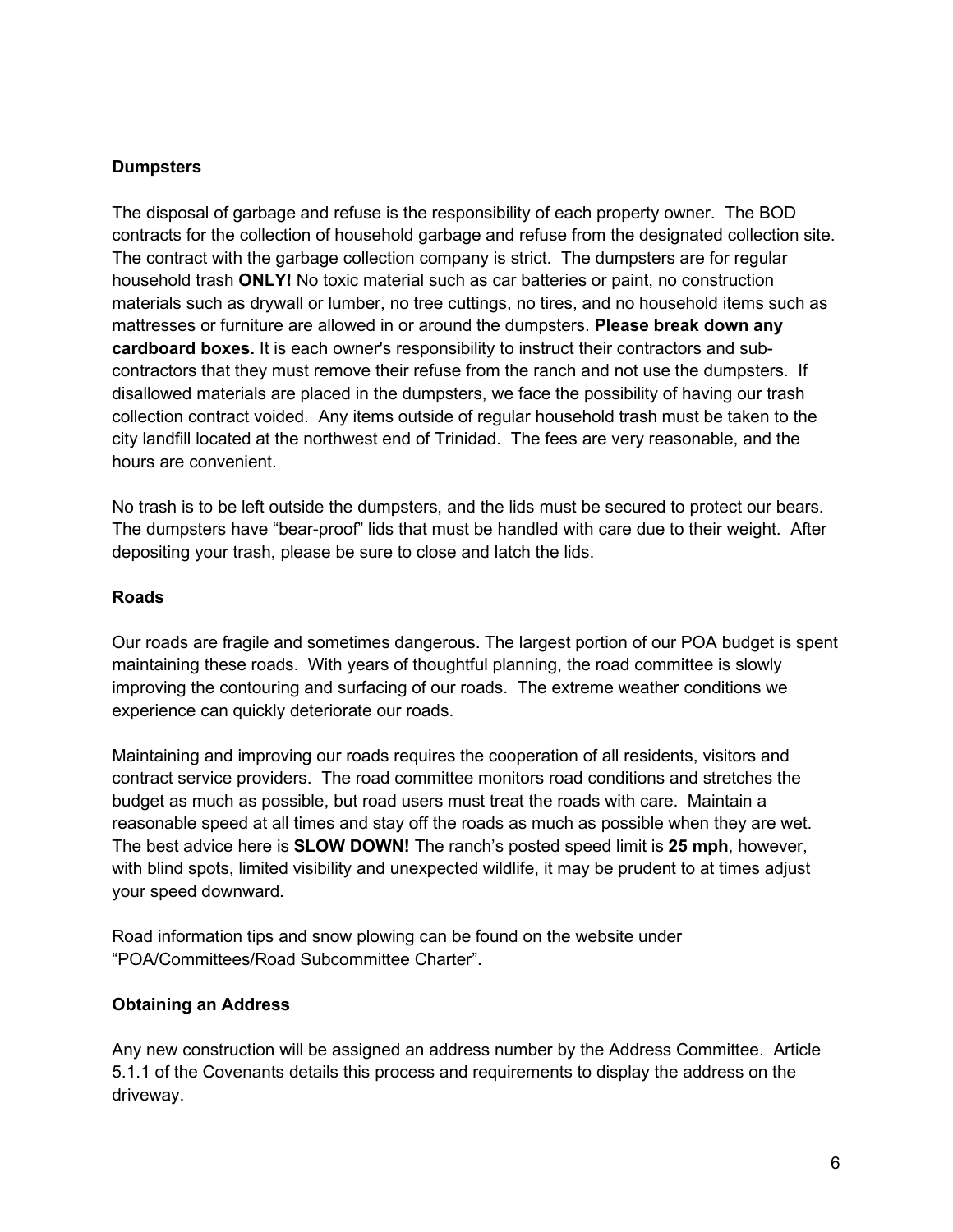## Dumpsters

The disposal of garbage and refuse is the responsibility of each property owner. The BOD contracts for the collection of household garbage and refuse from the designated collection site. The contract with the garbage collection company is strict. The dumpsters are for regular household trash **ONLY!** No toxic material such as car batteries or paint, no construction materials such as drywall or lumber, no tree cuttings, no tires, and no household items such as mattresses or furniture are allowed in or around the dumpsters. **Please break down any cardboard boxes.** It is each owner's responsibility to instruct their contractors and sub-contractors that they must remove their refuse from the ranch and not use the dumpsters. If disallowed materials are placed in the dumpsters, we face the possibility of having our trash collection contract voided. Any items outside of regular household trash must be taken to the city landfill located at the northwest end of Trinidad. The fees are very reasonable, and the hours are convenient.

No trash is to be left outside the dumpsters, and the lids must be secured to protect our bears. The dumpsters have "bear-proof" lids that must be handled with care due to their weight. After depositing your trash, please be sure to close and latch the lids.

## Roads

Our roads are fragile and sometimes dangerous. The largest portion of our POA budget is spent maintaining these roads. With years of thoughtful planning, the road committee is slowly improving the contouring and surfacing of our roads. The extreme weather conditions we experience can quickly deteriorate our roads.

Maintaining and improving our roads requires the cooperation of all residents, visitors and contract service providers. The road committee monitors road conditions and stretches the budget as much as possible, but road users must treat the roads with care. Maintain a reasonable speed at all times and stay off the roads as much as possible when they are wet. The best advice here is **SLOW DOWN!** The ranch's posted speed limit is **25 mph**, however, with blind spots, limited visibility and unexpected wildlife, it may be prudent to at times adjust your speed downward.

Road information tips and snow plowing can be found on the website under "POA/Committees/Road Subcommittee Charter".

## Obtaining an Address

Any new construction will be assigned an address number by the Address Committee. Article 5.1.1 of the Covenants details this process and requirements to display the address on the driveway.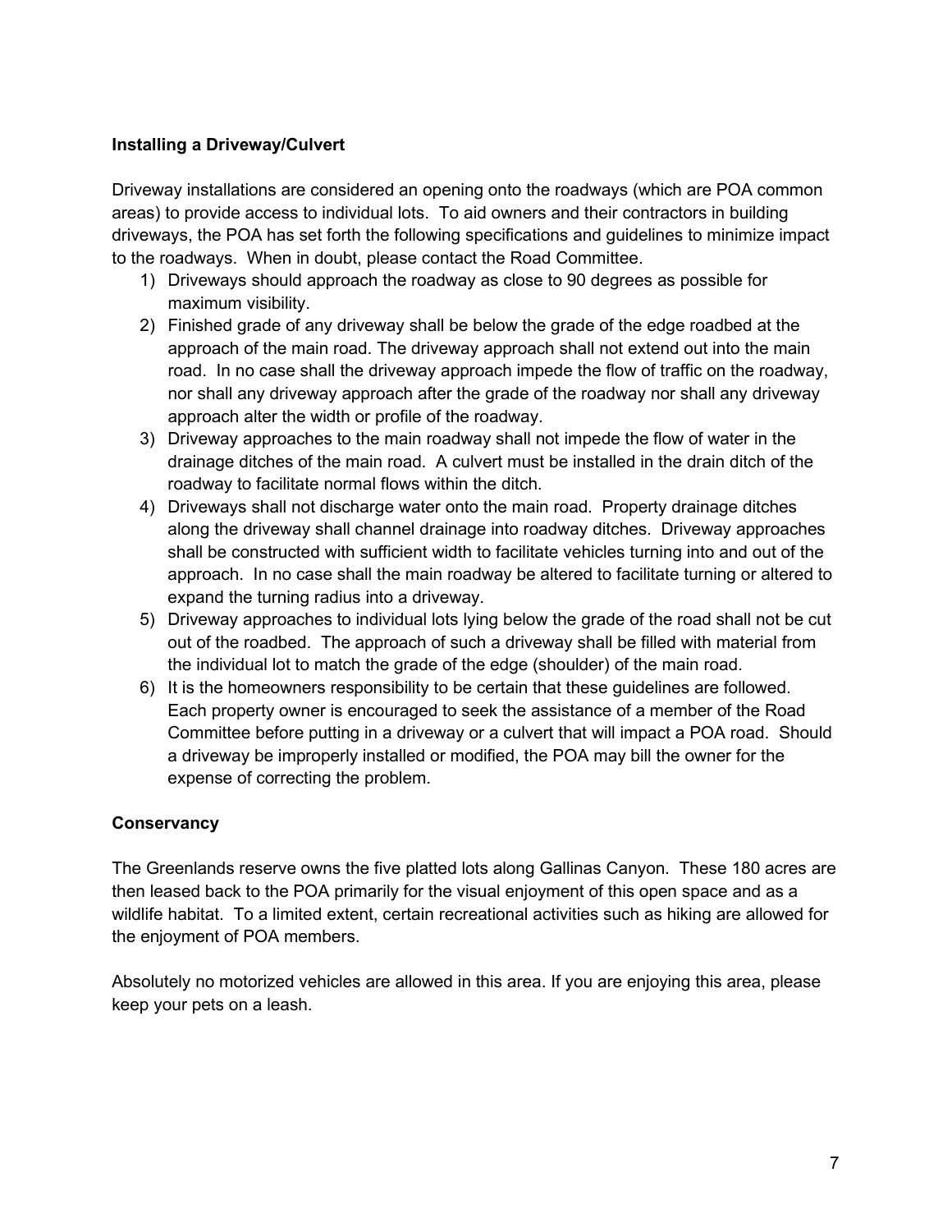### Installing a Driveway/Culvert

Driveway installations are considered an opening onto the roadways (which are POA common areas) to provide access to individual lots. To aid owners and their contractors in building driveways, the POA has set forth the following specifications and guidelines to minimize impact to the roadways. When in doubt, please contact the Road Committee.

1) Driveways should approach the roadway as close to 90 degrees as possible for maximum visibility.
2) Finished grade of any driveway shall be below the grade of the edge roadbed at the approach of the main road. The driveway approach shall not extend out into the main road. In no case shall the driveway approach impede the flow of traffic on the roadway, nor shall any driveway approach after the grade of the roadway nor shall any driveway approach alter the width or profile of the roadway.
3) Driveway approaches to the main roadway shall not impede the flow of water in the drainage ditches of the main road. A culvert must be installed in the drain ditch of the roadway to facilitate normal flows within the ditch.
4) Driveways shall not discharge water onto the main road. Property drainage ditches along the driveway shall channel drainage into roadway ditches. Driveway approaches shall be constructed with sufficient width to facilitate vehicles turning into and out of the approach. In no case shall the main roadway be altered to facilitate turning or altered to expand the turning radius into a driveway.
5) Driveway approaches to individual lots lying below the grade of the road shall not be cut out of the roadbed. The approach of such a driveway shall be filled with material from the individual lot to match the grade of the edge (shoulder) of the main road.
6) It is the homeowners responsibility to be certain that these guidelines are followed. Each property owner is encouraged to seek the assistance of a member of the Road Committee before putting in a driveway or a culvert that will impact a POA road. Should a driveway be improperly installed or modified, the POA may bill the owner for the expense of correcting the problem.

### Conservancy

The Greenlands reserve owns the five platted lots along Gallinas Canyon. These 180 acres are then leased back to the POA primarily for the visual enjoyment of this open space and as a wildlife habitat. To a limited extent, certain recreational activities such as hiking are allowed for the enjoyment of POA members.

Absolutely no motorized vehicles are allowed in this area. If you are enjoying this area, please keep your pets on a leash.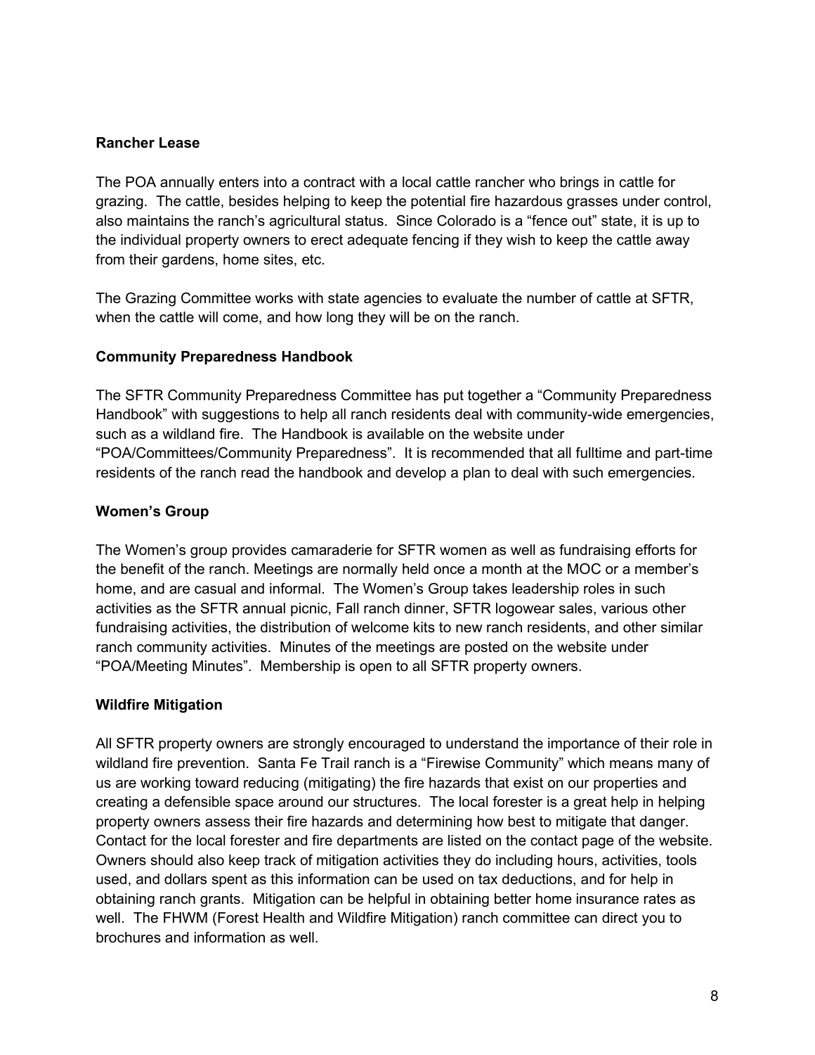**Rancher Lease**

The POA annually enters into a contract with a local cattle rancher who brings in cattle for grazing. The cattle, besides helping to keep the potential fire hazardous grasses under control, also maintains the ranch's agricultural status. Since Colorado is a "fence out" state, it is up to the individual property owners to erect adequate fencing if they wish to keep the cattle away from their gardens, home sites, etc.

The Grazing Committee works with state agencies to evaluate the number of cattle at SFTR, when the cattle will come, and how long they will be on the ranch.

**Community Preparedness Handbook**

The SFTR Community Preparedness Committee has put together a "Community Preparedness Handbook" with suggestions to help all ranch residents deal with community-wide emergencies, such as a wildland fire. The Handbook is available on the website under "POA/Committees/Community Preparedness". It is recommended that all fulltime and part-time residents of the ranch read the handbook and develop a plan to deal with such emergencies.

**Women's Group**

The Women's group provides camaraderie for SFTR women as well as fundraising efforts for the benefit of the ranch. Meetings are normally held once a month at the MOC or a member's home, and are casual and informal. The Women's Group takes leadership roles in such activities as the SFTR annual picnic, Fall ranch dinner, SFTR logowear sales, various other fundraising activities, the distribution of welcome kits to new ranch residents, and other similar ranch community activities. Minutes of the meetings are posted on the website under "POA/Meeting Minutes". Membership is open to all SFTR property owners.

**Wildfire Mitigation**

All SFTR property owners are strongly encouraged to understand the importance of their role in wildland fire prevention. Santa Fe Trail ranch is a "Firewise Community" which means many of us are working toward reducing (mitigating) the fire hazards that exist on our properties and creating a defensible space around our structures. The local forester is a great help in helping property owners assess their fire hazards and determining how best to mitigate that danger. Contact for the local forester and fire departments are listed on the contact page of the website. Owners should also keep track of mitigation activities they do including hours, activities, tools used, and dollars spent as this information can be used on tax deductions, and for help in obtaining ranch grants. Mitigation can be helpful in obtaining better home insurance rates as well. The FHWM (Forest Health and Wildfire Mitigation) ranch committee can direct you to brochures and information as well.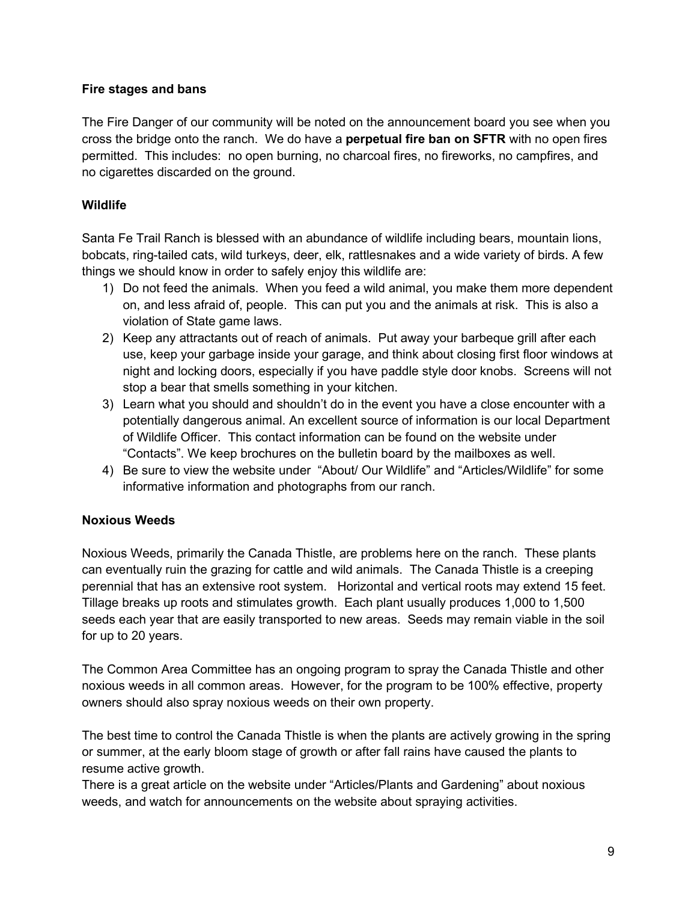**Fire stages and bans**

The Fire Danger of our community will be noted on the announcement board you see when you cross the bridge onto the ranch. We do have a **perpetual fire ban on SFTR** with no open fires permitted. This includes: no open burning, no charcoal fires, no fireworks, no campfires, and no cigarettes discarded on the ground.

**Wildlife**

Santa Fe Trail Ranch is blessed with an abundance of wildlife including bears, mountain lions, bobcats, ring-tailed cats, wild turkeys, deer, elk, rattlesnakes and a wide variety of birds. A few things we should know in order to safely enjoy this wildlife are:

1) Do not feed the animals. When you feed a wild animal, you make them more dependent on, and less afraid of, people. This can put you and the animals at risk. This is also a violation of State game laws.
2) Keep any attractants out of reach of animals. Put away your barbeque grill after each use, keep your garbage inside your garage, and think about closing first floor windows at night and locking doors, especially if you have paddle style door knobs. Screens will not stop a bear that smells something in your kitchen.
3) Learn what you should and shouldn't do in the event you have a close encounter with a potentially dangerous animal. An excellent source of information is our local Department of Wildlife Officer. This contact information can be found on the website under "Contacts". We keep brochures on the bulletin board by the mailboxes as well.
4) Be sure to view the website under "About/ Our Wildlife" and "Articles/Wildlife" for some informative information and photographs from our ranch.

**Noxious Weeds**

Noxious Weeds, primarily the Canada Thistle, are problems here on the ranch. These plants can eventually ruin the grazing for cattle and wild animals. The Canada Thistle is a creeping perennial that has an extensive root system. Horizontal and vertical roots may extend 15 feet. Tillage breaks up roots and stimulates growth. Each plant usually produces 1,000 to 1,500 seeds each year that are easily transported to new areas. Seeds may remain viable in the soil for up to 20 years.

The Common Area Committee has an ongoing program to spray the Canada Thistle and other noxious weeds in all common areas. However, for the program to be 100% effective, property owners should also spray noxious weeds on their own property.

The best time to control the Canada Thistle is when the plants are actively growing in the spring or summer, at the early bloom stage of growth or after fall rains have caused the plants to resume active growth.

There is a great article on the website under "Articles/Plants and Gardening" about noxious weeds, and watch for announcements on the website about spraying activities.